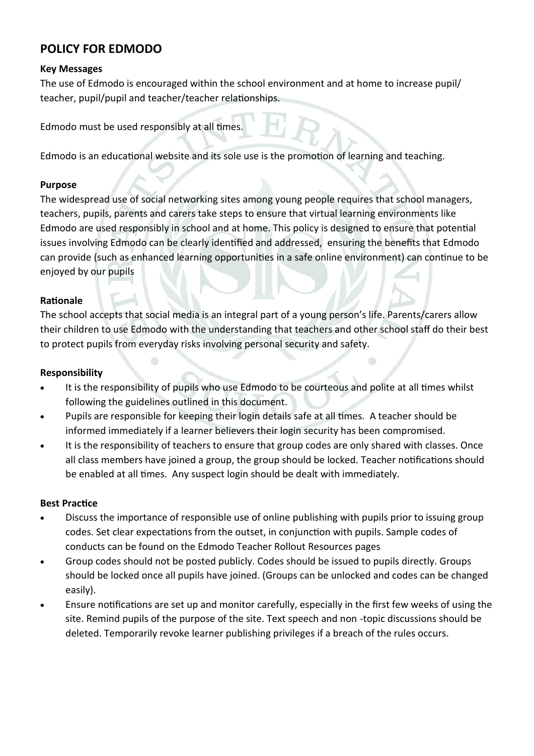# POLICY FOR EDMODO

### Key Messages

The use of Edmodo is encouraged within the school environment and at home to increase pupil/ teacher, pupil/pupil and teacher/teacher relationships.

Edmodo must be used responsibly at all times.

Edmodo is an educational website and its sole use is the promotion of learning and teaching.

### Purpose

The widespread use of social networking sites among young people requires that school managers, teachers, pupils, parents and carers take steps to ensure that virtual learning environments like Edmodo are used responsibly in school and at home. This policy is designed to ensure that potential issues involving Edmodo can be clearly identified and addressed, ensuring the benefits that Edmodo can provide (such as enhanced learning opportunities in a safe online environment) can continue to be enjoyed by our pupils

### Rationale

The school accepts that social media is an integral part of a young person's life. Parents/carers allow their children to use Edmodo with the understanding that teachers and other school staff do their best to protect pupils from everyday risks involving personal security and safety.

### Responsibility

- It is the responsibility of pupils who use Edmodo to be courteous and polite at all times whilst following the guidelines outlined in this document.
- Pupils are responsible for keeping their login details safe at all times. A teacher should be informed immediately if a learner believers their login security has been compromised.
- It is the responsibility of teachers to ensure that group codes are only shared with classes. Once all class members have joined a group, the group should be locked. Teacher notifications should be enabled at all times. Any suspect login should be dealt with immediately.

### Best Practice

- Discuss the importance of responsible use of online publishing with pupils prior to issuing group codes. Set clear expectations from the outset, in conjunction with pupils. Sample codes of conducts can be found on the Edmodo Teacher Rollout Resources pages
- Group codes should not be posted publicly. Codes should be issued to pupils directly. Groups should be locked once all pupils have joined. (Groups can be unlocked and codes can be changed easily).
- Ensure notifications are set up and monitor carefully, especially in the first few weeks of using the site. Remind pupils of the purpose of the site. Text speech and non -topic discussions should be deleted. Temporarily revoke learner publishing privileges if a breach of the rules occurs.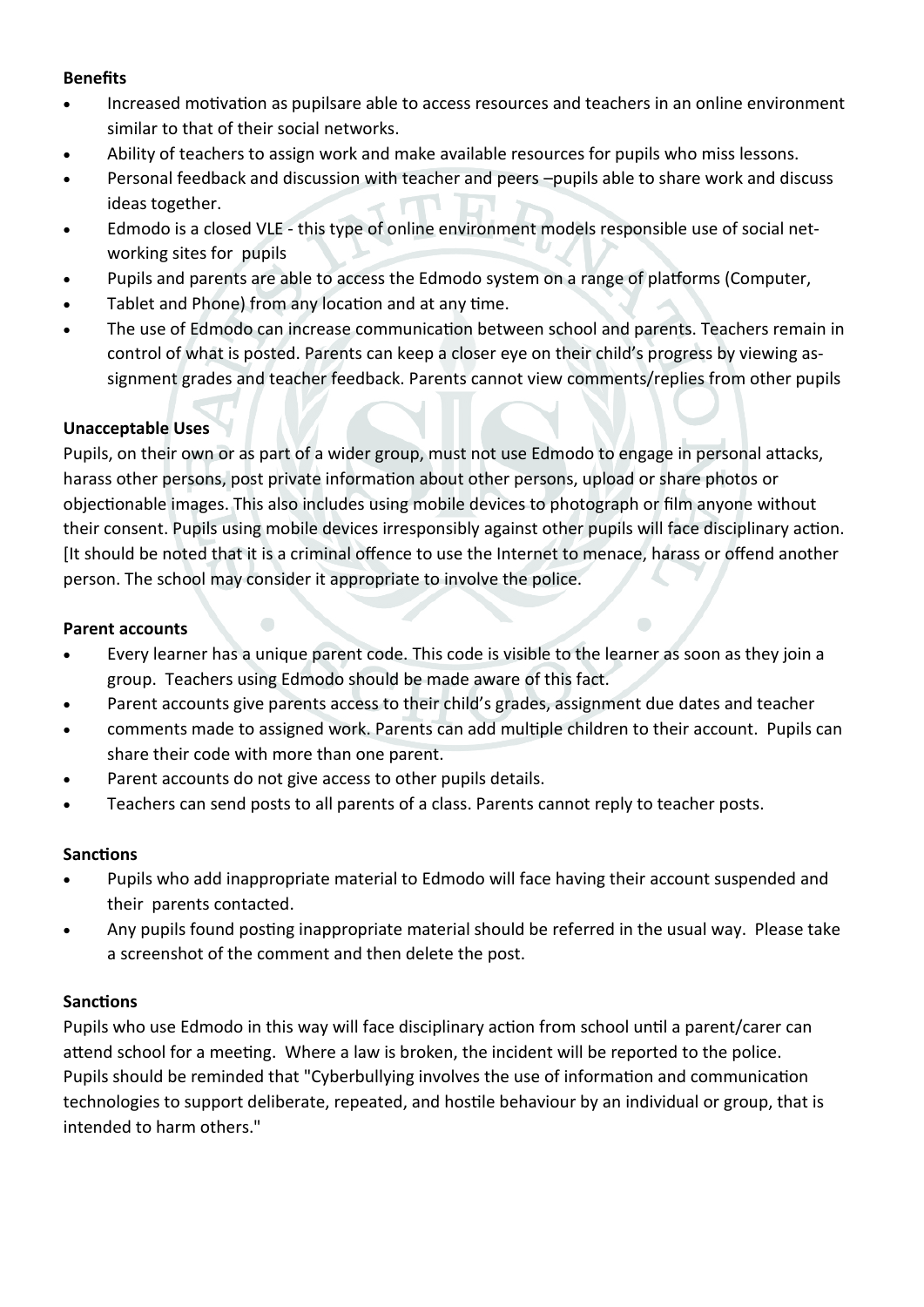**Benefits**

- Increased motivation as pupilsare able to access resources and teachers in an online environment similar to that of their social networks.
- Ability of teachers to assign work and make available resources for pupils who miss lessons.
- Personal feedback and discussion with teacher and peers –pupils able to share work and discuss ideas together.
- Edmodo is a closed VLE - this type of online environment models responsible use of social networking sites for pupils
- Pupils and parents are able to access the Edmodo system on a range of platforms (Computer,
- Tablet and Phone) from any location and at any time.
- The use of Edmodo can increase communication between school and parents. Teachers remain in control of what is posted. Parents can keep a closer eye on their child's progress by viewing assignment grades and teacher feedback. Parents cannot view comments/replies from other pupils

**Unacceptable Uses**

Pupils, on their own or as part of a wider group, must not use Edmodo to engage in personal attacks, harass other persons, post private information about other persons, upload or share photos or objectionable images. This also includes using mobile devices to photograph or film anyone without their consent. Pupils using mobile devices irresponsibly against other pupils will face disciplinary action. [It should be noted that it is a criminal offence to use the Internet to menace, harass or offend another person. The school may consider it appropriate to involve the police.

**Parent accounts**

- Every learner has a unique parent code. This code is visible to the learner as soon as they join a group. Teachers using Edmodo should be made aware of this fact.
- Parent accounts give parents access to their child's grades, assignment due dates and teacher
- comments made to assigned work. Parents can add multiple children to their account. Pupils can share their code with more than one parent.
- Parent accounts do not give access to other pupils details.
- Teachers can send posts to all parents of a class. Parents cannot reply to teacher posts.

**Sanctions**

- Pupils who add inappropriate material to Edmodo will face having their account suspended and their parents contacted.
- Any pupils found posting inappropriate material should be referred in the usual way. Please take a screenshot of the comment and then delete the post.

**Sanctions**

Pupils who use Edmodo in this way will face disciplinary action from school until a parent/carer can attend school for a meeting. Where a law is broken, the incident will be reported to the police. Pupils should be reminded that "Cyberbullying involves the use of information and communication technologies to support deliberate, repeated, and hostile behaviour by an individual or group, that is intended to harm others."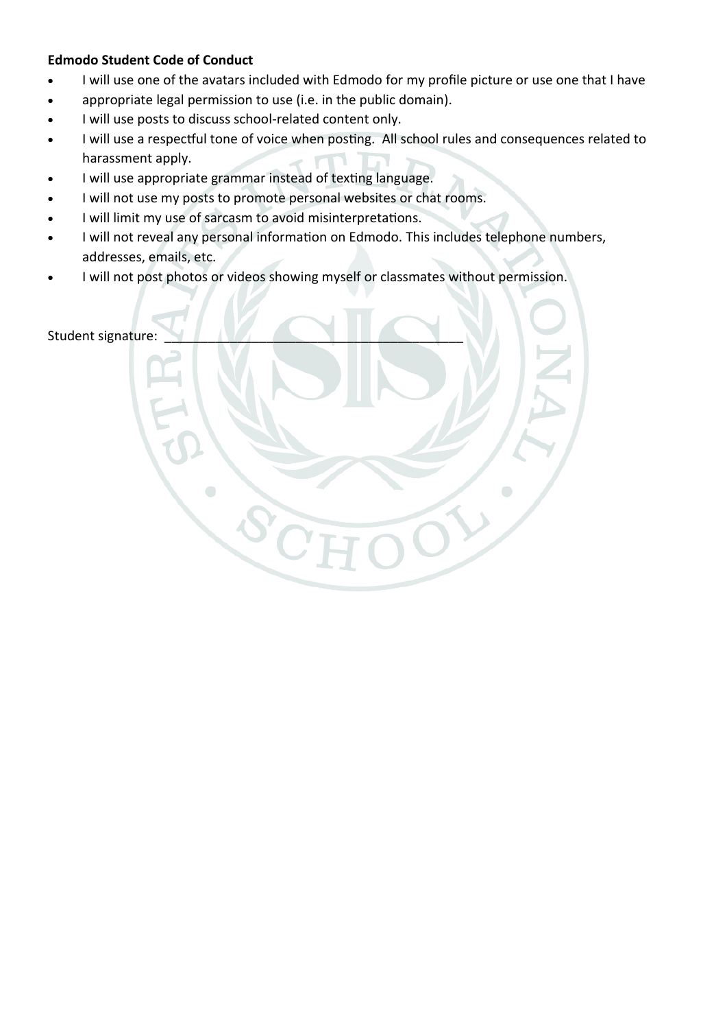**Edmodo Student Code of Conduct**

- I will use one of the avatars included with Edmodo for my profile picture or use one that I have
- appropriate legal permission to use (i.e. in the public domain).
- I will use posts to discuss school-related content only.
- I will use a respectful tone of voice when posting. All school rules and consequences related to harassment apply.
- I will use appropriate grammar instead of texting language.
- I will not use my posts to promote personal websites or chat rooms.
- I will limit my use of sarcasm to avoid misinterpretations.
- I will not reveal any personal information on Edmodo. This includes telephone numbers, addresses, emails, etc.
- I will not post photos or videos showing myself or classmates without permission.

Student signature: ________________________________________